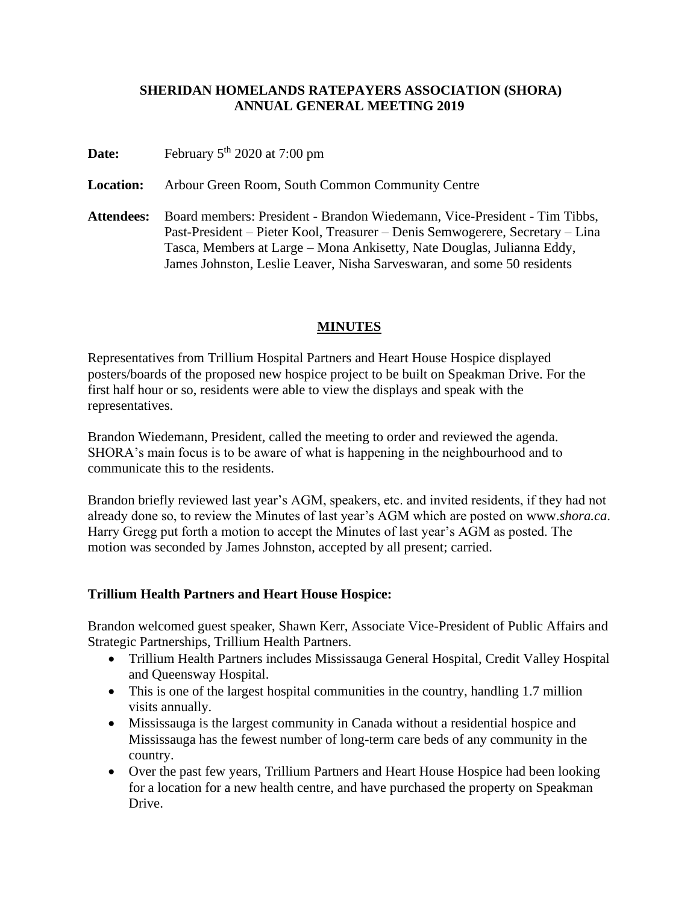# SHERIDAN HOMELANDS RATEPAYERS ASSOCIATION (SHORA)
# ANNUAL GENERAL MEETING 2019

**Date:** February 5th 2020 at 7:00 pm

**Location:** Arbour Green Room, South Common Community Centre

**Attendees:** Board members: President - Brandon Wiedemann, Vice-President - Tim Tibbs, Past-President – Pieter Kool, Treasurer – Denis Semwogerere, Secretary – Lina Tasca, Members at Large – Mona Ankisetty, Nate Douglas, Julianna Eddy, James Johnston, Leslie Leaver, Nisha Sarveswaran, and some 50 residents

## MINUTES

Representatives from Trillium Hospital Partners and Heart House Hospice displayed posters/boards of the proposed new hospice project to be built on Speakman Drive. For the first half hour or so, residents were able to view the displays and speak with the representatives.

Brandon Wiedemann, President, called the meeting to order and reviewed the agenda. SHORA's main focus is to be aware of what is happening in the neighbourhood and to communicate this to the residents.

Brandon briefly reviewed last year's AGM, speakers, etc. and invited residents, if they had not already done so, to review the Minutes of last year's AGM which are posted on www.*shora.ca*. Harry Gregg put forth a motion to accept the Minutes of last year's AGM as posted. The motion was seconded by James Johnston, accepted by all present; carried.

### Trillium Health Partners and Heart House Hospice:

Brandon welcomed guest speaker, Shawn Kerr, Associate Vice-President of Public Affairs and Strategic Partnerships, Trillium Health Partners.

- Trillium Health Partners includes Mississauga General Hospital, Credit Valley Hospital and Queensway Hospital.
- This is one of the largest hospital communities in the country, handling 1.7 million visits annually.
- Mississauga is the largest community in Canada without a residential hospice and Mississauga has the fewest number of long-term care beds of any community in the country.
- Over the past few years, Trillium Partners and Heart House Hospice had been looking for a location for a new health centre, and have purchased the property on Speakman Drive.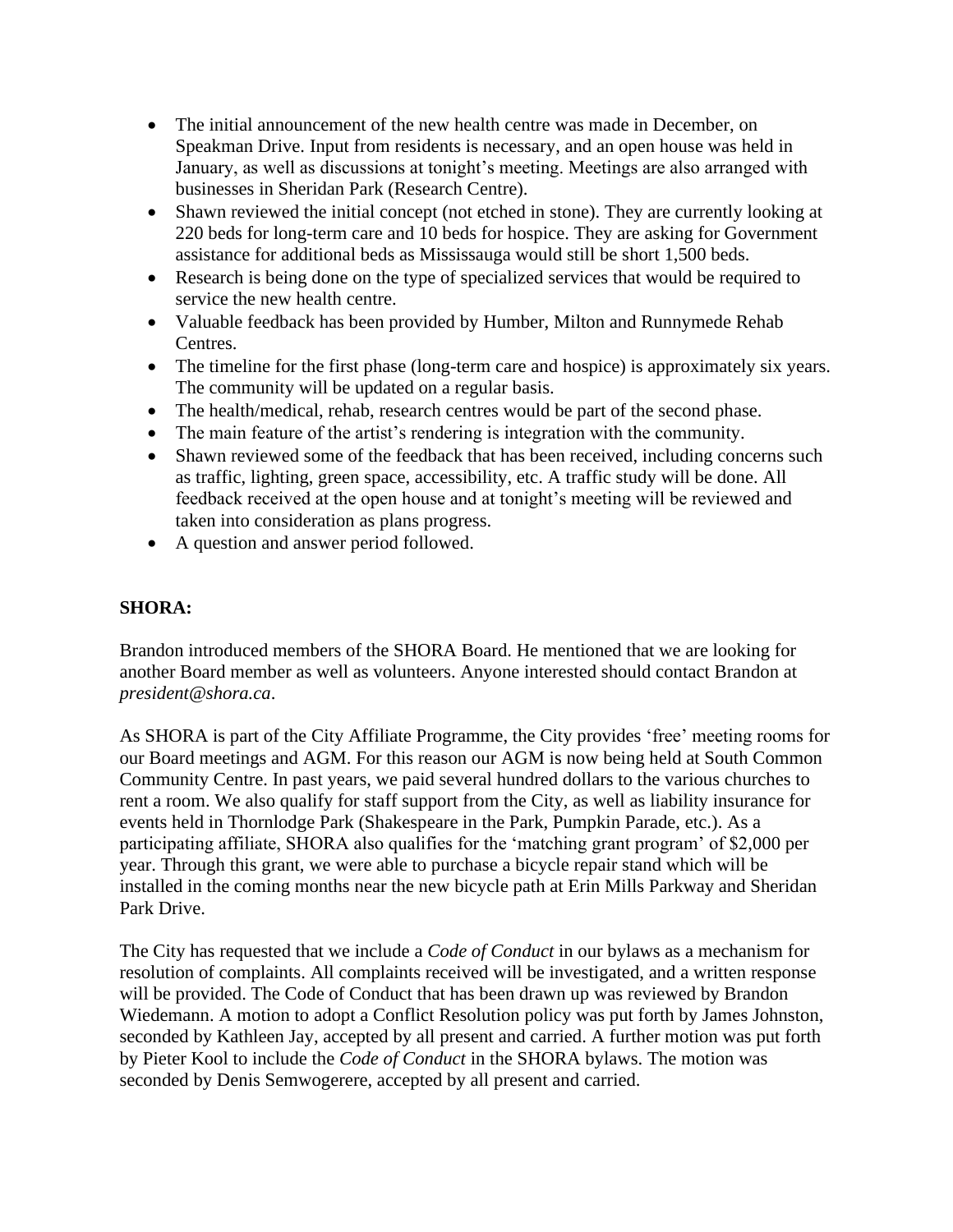- The initial announcement of the new health centre was made in December, on Speakman Drive. Input from residents is necessary, and an open house was held in January, as well as discussions at tonight's meeting. Meetings are also arranged with businesses in Sheridan Park (Research Centre).
- Shawn reviewed the initial concept (not etched in stone). They are currently looking at 220 beds for long-term care and 10 beds for hospice. They are asking for Government assistance for additional beds as Mississauga would still be short 1,500 beds.
- Research is being done on the type of specialized services that would be required to service the new health centre.
- Valuable feedback has been provided by Humber, Milton and Runnymede Rehab Centres.
- The timeline for the first phase (long-term care and hospice) is approximately six years. The community will be updated on a regular basis.
- The health/medical, rehab, research centres would be part of the second phase.
- The main feature of the artist's rendering is integration with the community.
- Shawn reviewed some of the feedback that has been received, including concerns such as traffic, lighting, green space, accessibility, etc. A traffic study will be done. All feedback received at the open house and at tonight's meeting will be reviewed and taken into consideration as plans progress.
- A question and answer period followed.

**SHORA:**

Brandon introduced members of the SHORA Board. He mentioned that we are looking for another Board member as well as volunteers. Anyone interested should contact Brandon at *president@shora.ca*.

As SHORA is part of the City Affiliate Programme, the City provides 'free' meeting rooms for our Board meetings and AGM. For this reason our AGM is now being held at South Common Community Centre. In past years, we paid several hundred dollars to the various churches to rent a room. We also qualify for staff support from the City, as well as liability insurance for events held in Thornlodge Park (Shakespeare in the Park, Pumpkin Parade, etc.). As a participating affiliate, SHORA also qualifies for the 'matching grant program' of $2,000 per year. Through this grant, we were able to purchase a bicycle repair stand which will be installed in the coming months near the new bicycle path at Erin Mills Parkway and Sheridan Park Drive.

The City has requested that we include a *Code of Conduct* in our bylaws as a mechanism for resolution of complaints. All complaints received will be investigated, and a written response will be provided. The Code of Conduct that has been drawn up was reviewed by Brandon Wiedemann. A motion to adopt a Conflict Resolution policy was put forth by James Johnston, seconded by Kathleen Jay, accepted by all present and carried. A further motion was put forth by Pieter Kool to include the *Code of Conduct* in the SHORA bylaws. The motion was seconded by Denis Semwogerere, accepted by all present and carried.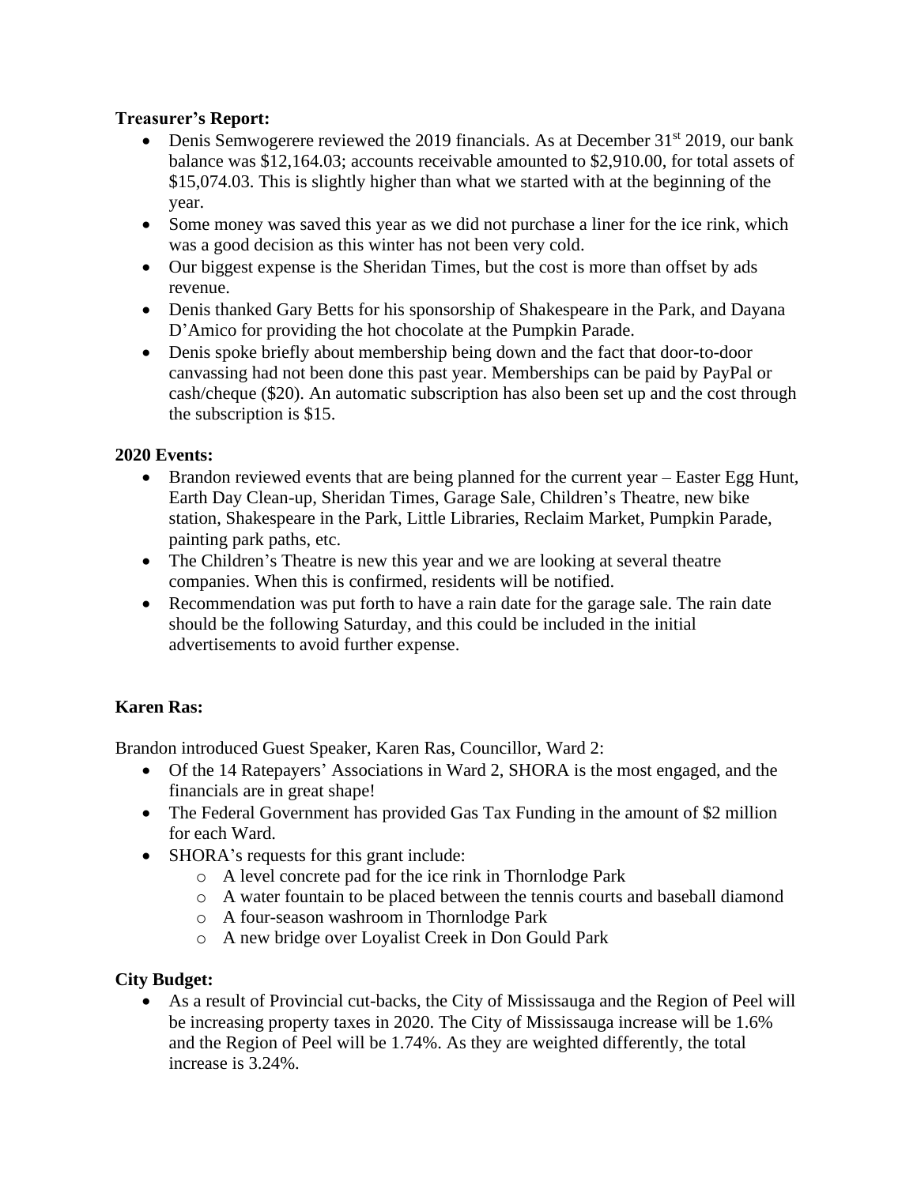**Treasurer's Report:**

- Denis Semwogerere reviewed the 2019 financials. As at December 31st 2019, our bank balance was $12,164.03; accounts receivable amounted to $2,910.00, for total assets of $15,074.03. This is slightly higher than what we started with at the beginning of the year.
- Some money was saved this year as we did not purchase a liner for the ice rink, which was a good decision as this winter has not been very cold.
- Our biggest expense is the Sheridan Times, but the cost is more than offset by ads revenue.
- Denis thanked Gary Betts for his sponsorship of Shakespeare in the Park, and Dayana D'Amico for providing the hot chocolate at the Pumpkin Parade.
- Denis spoke briefly about membership being down and the fact that door-to-door canvassing had not been done this past year. Memberships can be paid by PayPal or cash/cheque ($20). An automatic subscription has also been set up and the cost through the subscription is $15.

**2020 Events:**

- Brandon reviewed events that are being planned for the current year – Easter Egg Hunt, Earth Day Clean-up, Sheridan Times, Garage Sale, Children's Theatre, new bike station, Shakespeare in the Park, Little Libraries, Reclaim Market, Pumpkin Parade, painting park paths, etc.
- The Children's Theatre is new this year and we are looking at several theatre companies. When this is confirmed, residents will be notified.
- Recommendation was put forth to have a rain date for the garage sale. The rain date should be the following Saturday, and this could be included in the initial advertisements to avoid further expense.

**Karen Ras:**

Brandon introduced Guest Speaker, Karen Ras, Councillor, Ward 2:

- Of the 14 Ratepayers' Associations in Ward 2, SHORA is the most engaged, and the financials are in great shape!
- The Federal Government has provided Gas Tax Funding in the amount of $2 million for each Ward.
- SHORA's requests for this grant include:
  - A level concrete pad for the ice rink in Thornlodge Park
  - A water fountain to be placed between the tennis courts and baseball diamond
  - A four-season washroom in Thornlodge Park
  - A new bridge over Loyalist Creek in Don Gould Park

**City Budget:**

- As a result of Provincial cut-backs, the City of Mississauga and the Region of Peel will be increasing property taxes in 2020. The City of Mississauga increase will be 1.6% and the Region of Peel will be 1.74%. As they are weighted differently, the total increase is 3.24%.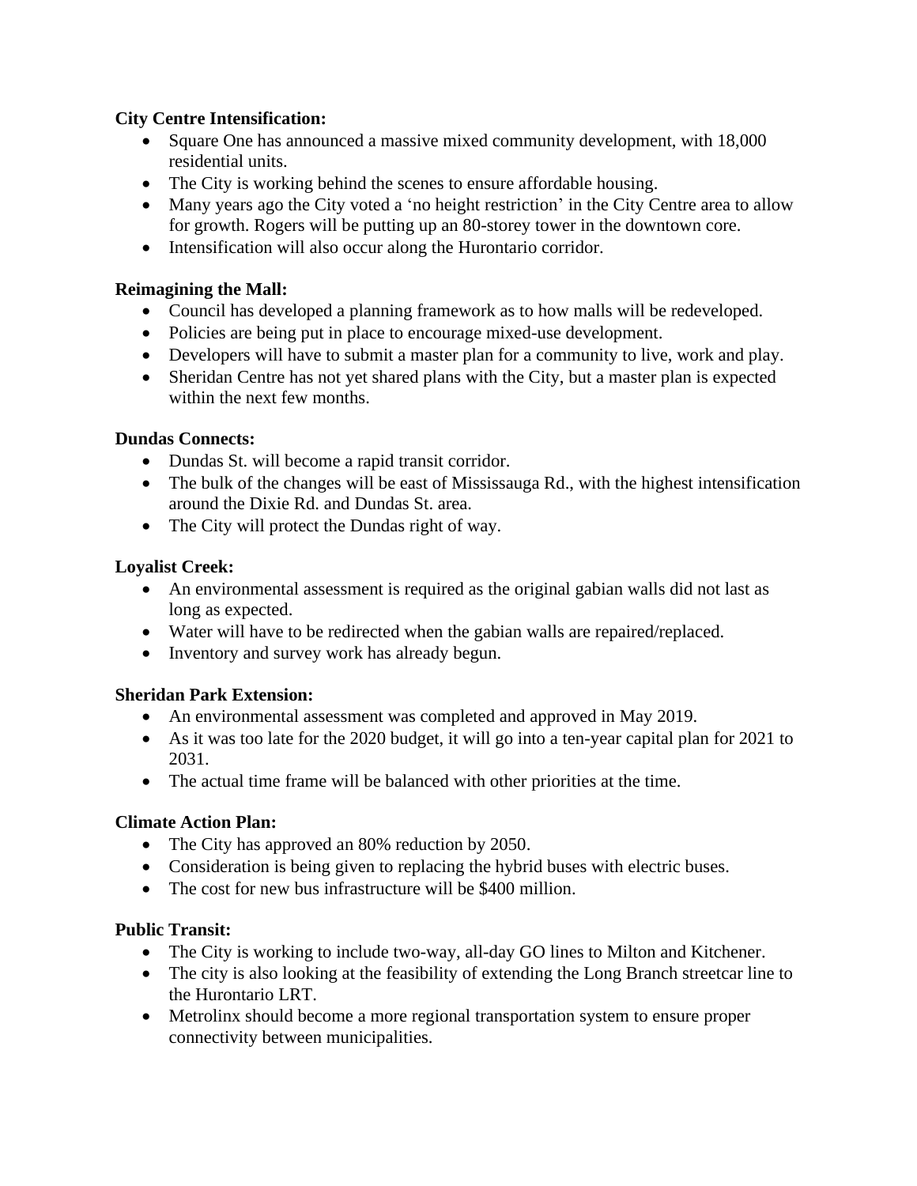**City Centre Intensification:**

- Square One has announced a massive mixed community development, with 18,000 residential units.
- The City is working behind the scenes to ensure affordable housing.
- Many years ago the City voted a 'no height restriction' in the City Centre area to allow for growth. Rogers will be putting up an 80-storey tower in the downtown core.
- Intensification will also occur along the Hurontario corridor.

**Reimagining the Mall:**

- Council has developed a planning framework as to how malls will be redeveloped.
- Policies are being put in place to encourage mixed-use development.
- Developers will have to submit a master plan for a community to live, work and play.
- Sheridan Centre has not yet shared plans with the City, but a master plan is expected within the next few months.

**Dundas Connects:**

- Dundas St. will become a rapid transit corridor.
- The bulk of the changes will be east of Mississauga Rd., with the highest intensification around the Dixie Rd. and Dundas St. area.
- The City will protect the Dundas right of way.

**Loyalist Creek:**

- An environmental assessment is required as the original gabian walls did not last as long as expected.
- Water will have to be redirected when the gabian walls are repaired/replaced.
- Inventory and survey work has already begun.

**Sheridan Park Extension:**

- An environmental assessment was completed and approved in May 2019.
- As it was too late for the 2020 budget, it will go into a ten-year capital plan for 2021 to 2031.
- The actual time frame will be balanced with other priorities at the time.

**Climate Action Plan:**

- The City has approved an 80% reduction by 2050.
- Consideration is being given to replacing the hybrid buses with electric buses.
- The cost for new bus infrastructure will be $400 million.

**Public Transit:**

- The City is working to include two-way, all-day GO lines to Milton and Kitchener.
- The city is also looking at the feasibility of extending the Long Branch streetcar line to the Hurontario LRT.
- Metrolinx should become a more regional transportation system to ensure proper connectivity between municipalities.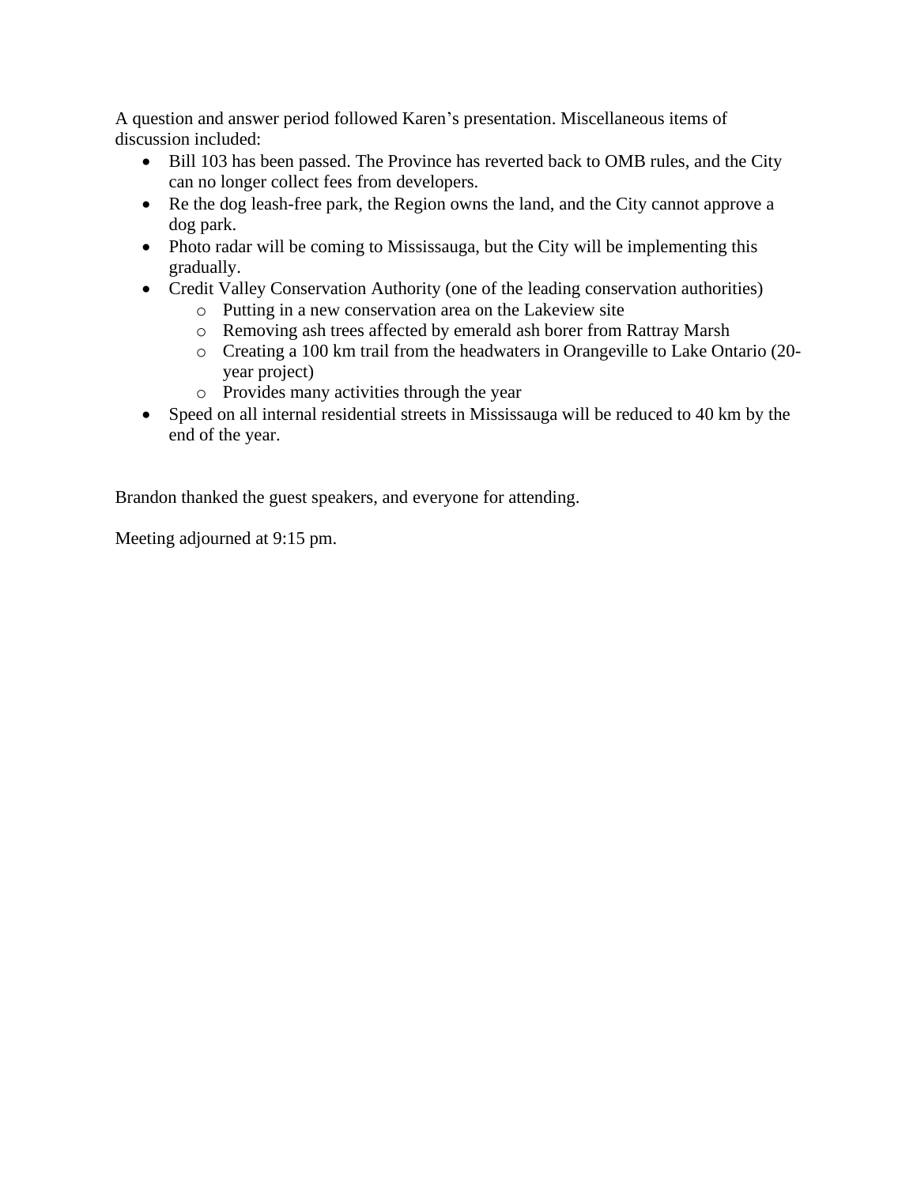A question and answer period followed Karen's presentation. Miscellaneous items of discussion included:

- Bill 103 has been passed. The Province has reverted back to OMB rules, and the City can no longer collect fees from developers.
- Re the dog leash-free park, the Region owns the land, and the City cannot approve a dog park.
- Photo radar will be coming to Mississauga, but the City will be implementing this gradually.
- Credit Valley Conservation Authority (one of the leading conservation authorities)
    - Putting in a new conservation area on the Lakeview site
    - Removing ash trees affected by emerald ash borer from Rattray Marsh
    - Creating a 100 km trail from the headwaters in Orangeville to Lake Ontario (20-year project)
    - Provides many activities through the year
- Speed on all internal residential streets in Mississauga will be reduced to 40 km by the end of the year.

Brandon thanked the guest speakers, and everyone for attending.

Meeting adjourned at 9:15 pm.